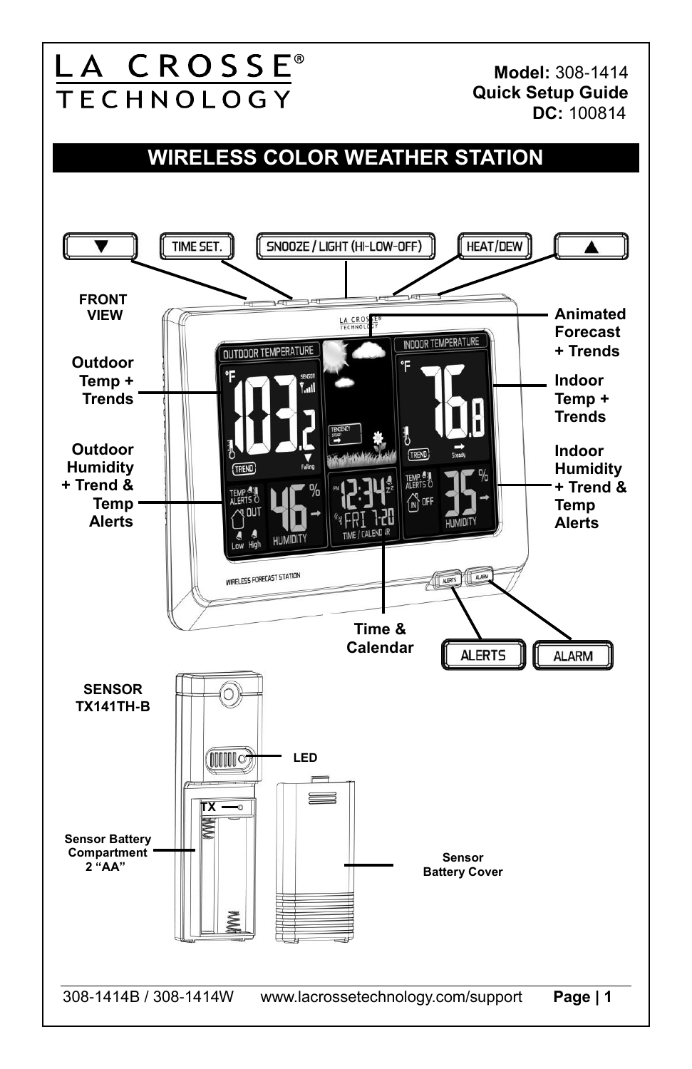LA CROSSE® TECHNOLOGY

**Model:** 308-1414
**Quick Setup Guide**
**DC:** 100814

# WIRELESS COLOR WEATHER STATION

▼ | TIME SET. | SNOOZE / LIGHT (HI-LOW-OFF) | HEAT/DEW | ▲

**FRONT VIEW**

**Outdoor Temp + Trends**

**Outdoor Humidity + Trend & Temp Alerts**

**Animated Forecast + Trends**

**Indoor Temp + Trends**

**Indoor Humidity + Trend & Temp Alerts**

**Time & Calendar**

ALERTS | ALARM

**SENSOR TX141TH-B**

**LED**

**TX**

**Sensor Battery Compartment 2 "AA"**

**Sensor Battery Cover**

308-1414B / 308-1414W www.lacrossetechnology.com/support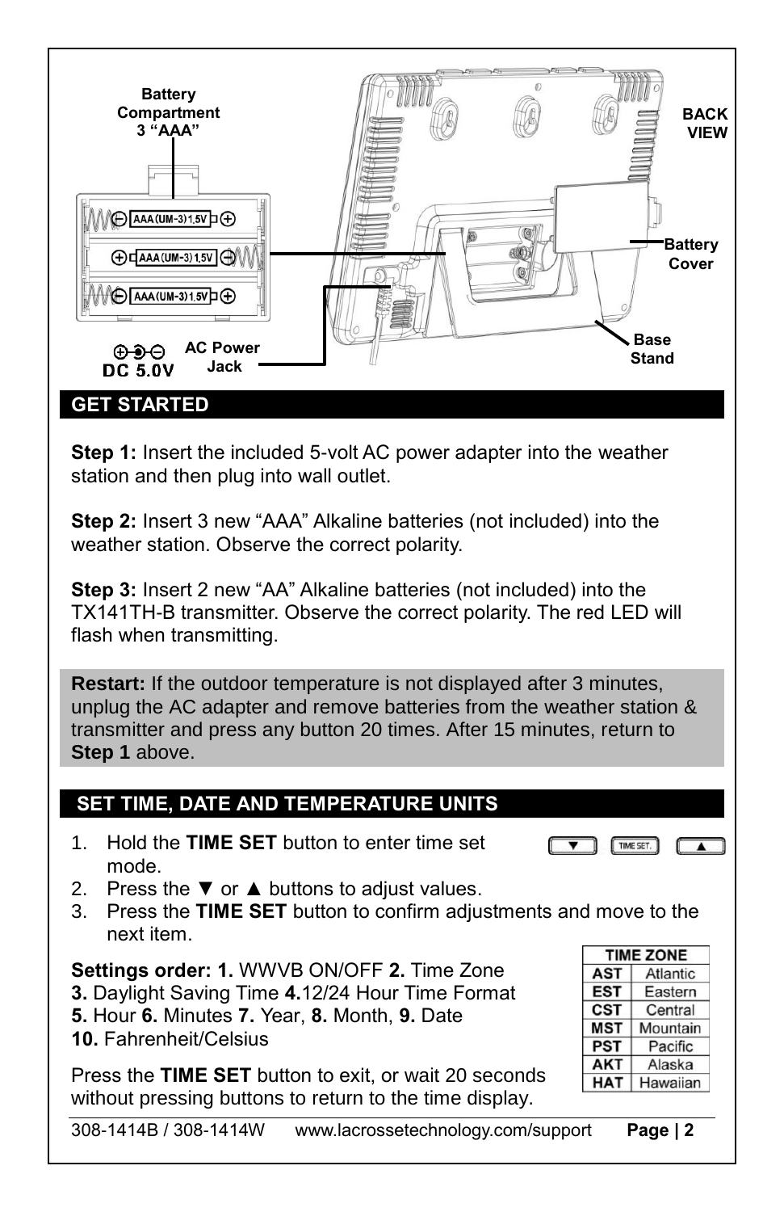Battery Compartment 3 “AAA”

BACK VIEW

Battery Cover

Base Stand

AC Power Jack

DC 5.0V

## GET STARTED

**Step 1:** Insert the included 5-volt AC power adapter into the weather station and then plug into wall outlet.

**Step 2:** Insert 3 new “AAA” Alkaline batteries (not included) into the weather station. Observe the correct polarity.

**Step 3:** Insert 2 new “AA” Alkaline batteries (not included) into the TX141TH-B transmitter. Observe the correct polarity. The red LED will flash when transmitting.

**Restart:** If the outdoor temperature is not displayed after 3 minutes, unplug the AC adapter and remove batteries from the weather station & transmitter and press any button 20 times. After 15 minutes, return to **Step 1** above.

## SET TIME, DATE AND TEMPERATURE UNITS

1. Hold the **TIME SET** button to enter time set mode.
2. Press the ▼ or ▲ buttons to adjust values.
3. Press the **TIME SET** button to confirm adjustments and move to the next item.

**Settings order: 1.** WWVB ON/OFF **2.** Time Zone **3.** Daylight Saving Time **4.**12/24 Hour Time Format **5.** Hour **6.** Minutes **7.** Year, **8.** Month, **9.** Date **10.** Fahrenheit/Celsius

| TIME ZONE | |
|---|---|
| AST | Atlantic |
| EST | Eastern |
| CST | Central |
| MST | Mountain |
| PST | Pacific |
| AKT | Alaska |
| HAT | Hawaiian |

Press the **TIME SET** button to exit, or wait 20 seconds without pressing buttons to return to the time display.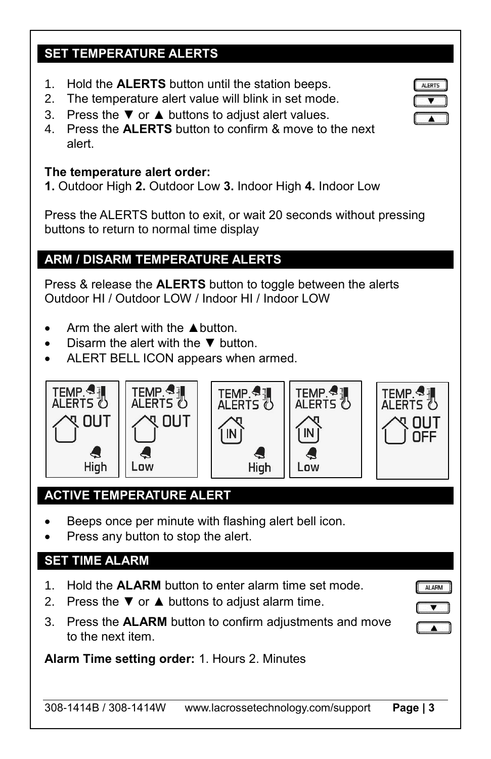## SET TEMPERATURE ALERTS

1. Hold the **ALERTS** button until the station beeps.
2. The temperature alert value will blink in set mode.
3. Press the ▼ or ▲ buttons to adjust alert values.
4. Press the **ALERTS** button to confirm & move to the next alert.

**The temperature alert order:**
**1.** Outdoor High **2.** Outdoor Low **3.** Indoor High **4.** Indoor Low

Press the ALERTS button to exit, or wait 20 seconds without pressing buttons to return to normal time display

## ARM / DISARM TEMPERATURE ALERTS

Press & release the **ALERTS** button to toggle between the alerts Outdoor HI / Outdoor LOW / Indoor HI / Indoor LOW

- Arm the alert with the ▲button.
- Disarm the alert with the ▼ button.
- ALERT BELL ICON appears when armed.

## ACTIVE TEMPERATURE ALERT

- Beeps once per minute with flashing alert bell icon.
- Press any button to stop the alert.

## SET TIME ALARM

1. Hold the **ALARM** button to enter alarm time set mode.
2. Press the ▼ or ▲ buttons to adjust alarm time.
3. Press the **ALARM** button to confirm adjustments and move to the next item.

**Alarm Time setting order:** 1. Hours 2. Minutes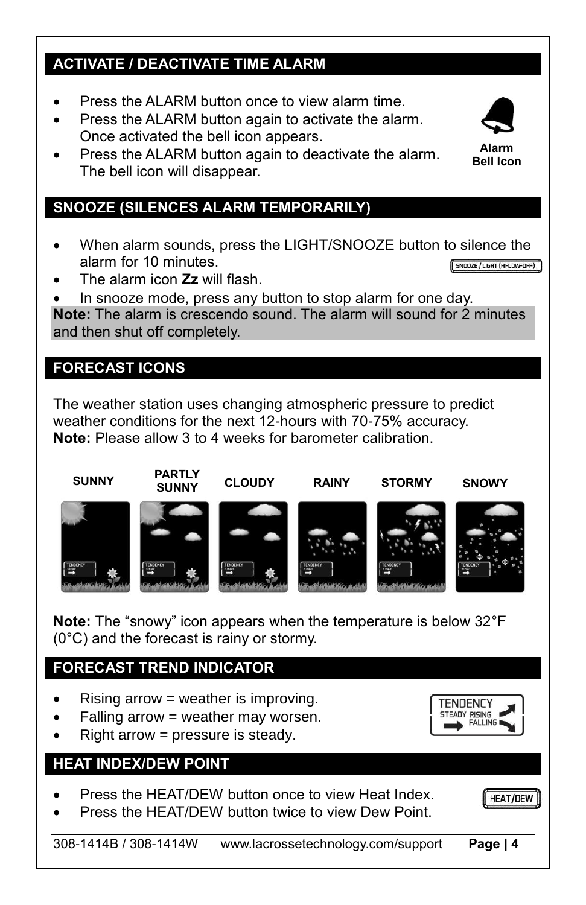## ACTIVATE / DEACTIVATE TIME ALARM

- Press the ALARM button once to view alarm time.
- Press the ALARM button again to activate the alarm. Once activated the bell icon appears.
- Press the ALARM button again to deactivate the alarm. The bell icon will disappear.

**Alarm Bell Icon**

## SNOOZE (SILENCES ALARM TEMPORARILY)

- When alarm sounds, press the LIGHT/SNOOZE button to silence the alarm for 10 minutes.
- The alarm icon **Zz** will flash.
- In snooze mode, press any button to stop alarm for one day.

**Note:** The alarm is crescendo sound. The alarm will sound for 2 minutes and then shut off completely.

## FORECAST ICONS

The weather station uses changing atmospheric pressure to predict weather conditions for the next 12-hours with 70-75% accuracy.
**Note:** Please allow 3 to 4 weeks for barometer calibration.

SUNNY | PARTLY SUNNY | CLOUDY | RAINY | STORMY | SNOWY

**Note:** The “snowy” icon appears when the temperature is below 32°F (0°C) and the forecast is rainy or stormy.

## FORECAST TREND INDICATOR

- Rising arrow = weather is improving.
- Falling arrow = weather may worsen.
- Right arrow = pressure is steady.

## HEAT INDEX/DEW POINT

- Press the HEAT/DEW button once to view Heat Index.
- Press the HEAT/DEW button twice to view Dew Point.

308-1414B / 308-1414W www.lacrossetechnology.com/support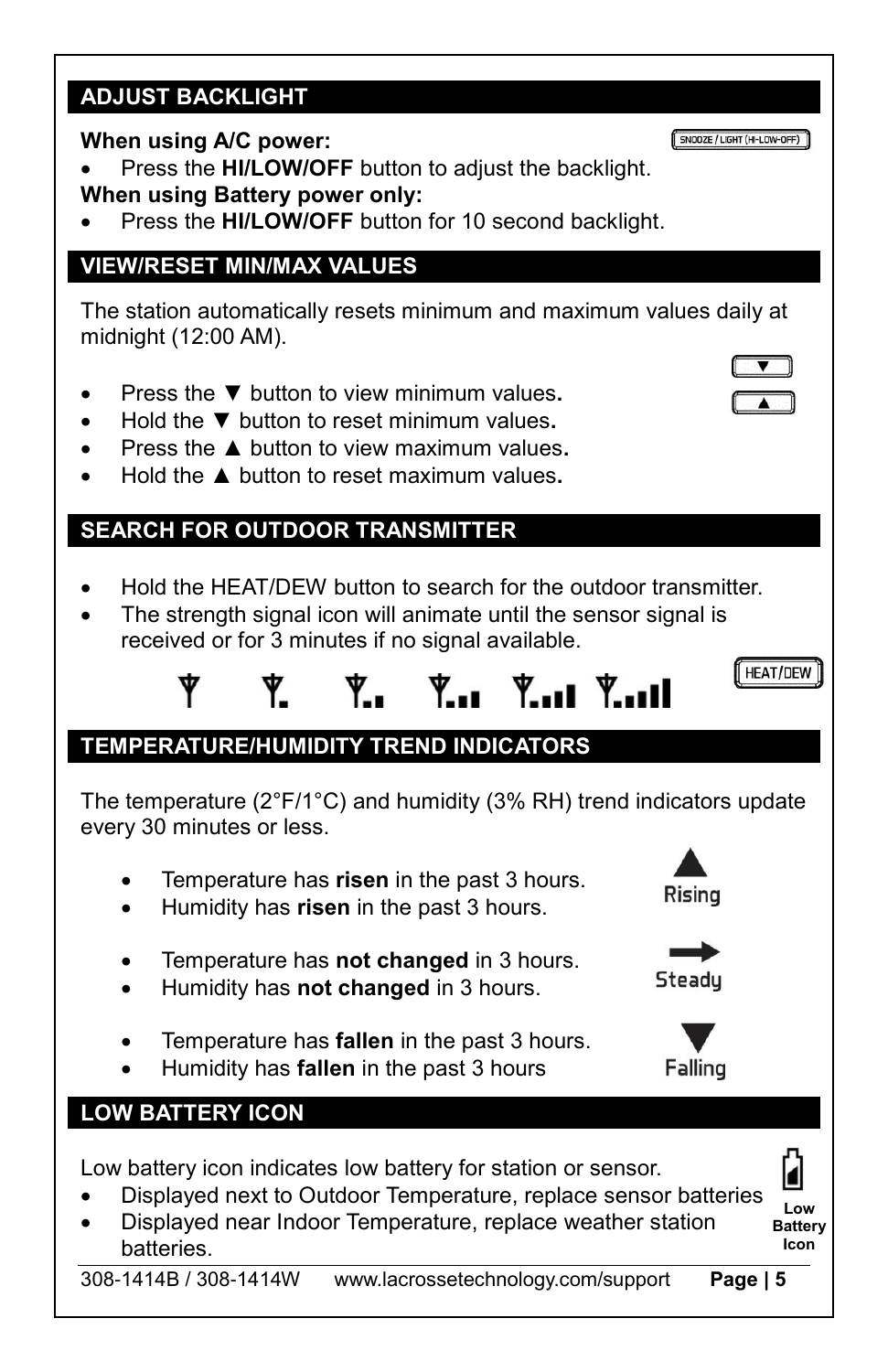## ADJUST BACKLIGHT

SNOOZE / LIGHT (HI-LOW-OFF)

**When using A/C power:**

- Press the **HI/LOW/OFF** button to adjust the backlight.

**When using Battery power only:**

- Press the **HI/LOW/OFF** button for 10 second backlight.

## VIEW/RESET MIN/MAX VALUES

The station automatically resets minimum and maximum values daily at midnight (12:00 AM).

- Press the ▼ button to view minimum values**.**
- Hold the ▼ button to reset minimum values**.**
- Press the ▲ button to view maximum values**.**
- Hold the ▲ button to reset maximum values**.**

## SEARCH FOR OUTDOOR TRANSMITTER

- Hold the HEAT/DEW button to search for the outdoor transmitter.
- The strength signal icon will animate until the sensor signal is received or for 3 minutes if no signal available.

HEAT/DEW

## TEMPERATURE/HUMIDITY TREND INDICATORS

The temperature (2°F/1°C) and humidity (3% RH) trend indicators update every 30 minutes or less.

- Temperature has **risen** in the past 3 hours.
- Humidity has **risen** in the past 3 hours.

Rising

- Temperature has **not changed** in 3 hours.
- Humidity has **not changed** in 3 hours.

Steady

- Temperature has **fallen** in the past 3 hours.
- Humidity has **fallen** in the past 3 hours

Falling

## LOW BATTERY ICON

Low battery icon indicates low battery for station or sensor.

- Displayed next to Outdoor Temperature, replace sensor batteries
- Displayed near Indoor Temperature, replace weather station batteries.

Low Battery Icon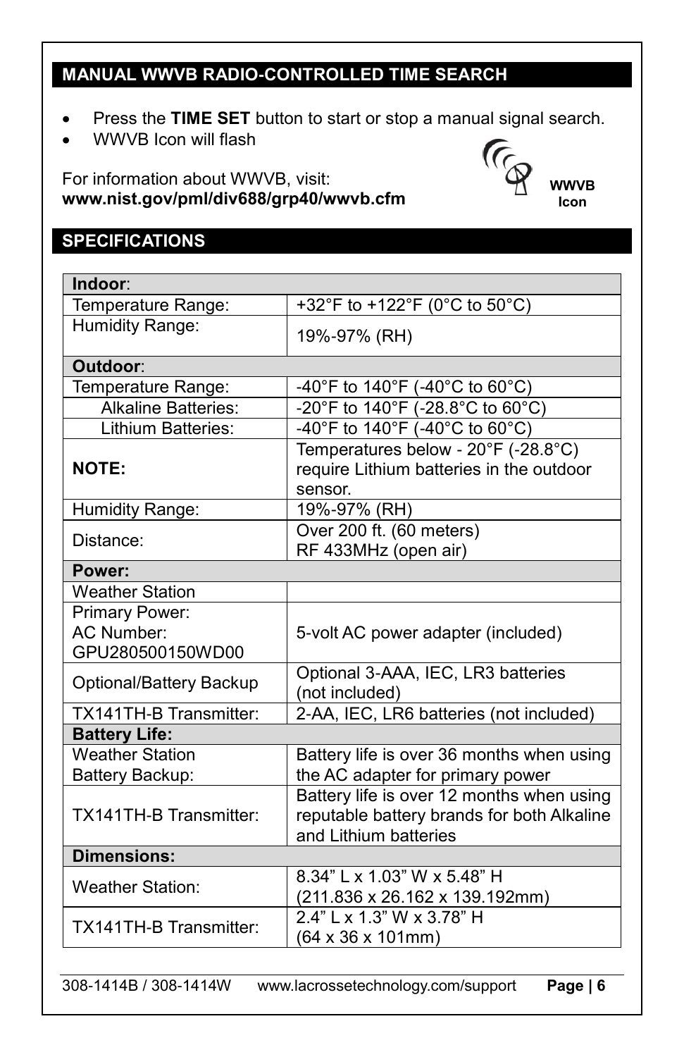## MANUAL WWVB RADIO-CONTROLLED TIME SEARCH

- Press the **TIME SET** button to start or stop a manual signal search.
- WWVB Icon will flash

For information about WWVB, visit:
**www.nist.gov/pml/div688/grp40/wwvb.cfm**

**WWVB Icon**

## SPECIFICATIONS

| **Indoor**: | |
|---|---|
| Temperature Range: | +32°F to +122°F (0°C to 50°C) |
| Humidity Range: | 19%-97% (RH) |
| **Outdoor**: | |
| Temperature Range: | -40°F to 140°F (-40°C to 60°C) |
| Alkaline Batteries: | -20°F to 140°F (-28.8°C to 60°C) |
| Lithium Batteries: | -40°F to 140°F (-40°C to 60°C) |
| **NOTE:** | Temperatures below - 20°F (-28.8°C) require Lithium batteries in the outdoor sensor. |
| Humidity Range: | 19%-97% (RH) |
| Distance: | Over 200 ft. (60 meters) RF 433MHz (open air) |
| **Power:** | |
| Weather Station | |
| Primary Power: AC Number: GPU280500150WD00 | 5-volt AC power adapter (included) |
| Optional/Battery Backup | Optional 3-AAA, IEC, LR3 batteries (not included) |
| TX141TH-B Transmitter: | 2-AA, IEC, LR6 batteries (not included) |
| **Battery Life:** | |
| Weather Station Battery Backup: | Battery life is over 36 months when using the AC adapter for primary power |
| TX141TH-B Transmitter: | Battery life is over 12 months when using reputable battery brands for both Alkaline and Lithium batteries |
| **Dimensions:** | |
| Weather Station: | 8.34" L x 1.03" W x 5.48" H (211.836 x 26.162 x 139.192mm) |
| TX141TH-B Transmitter: | 2.4" L x 1.3" W x 3.78" H (64 x 36 x 101mm) |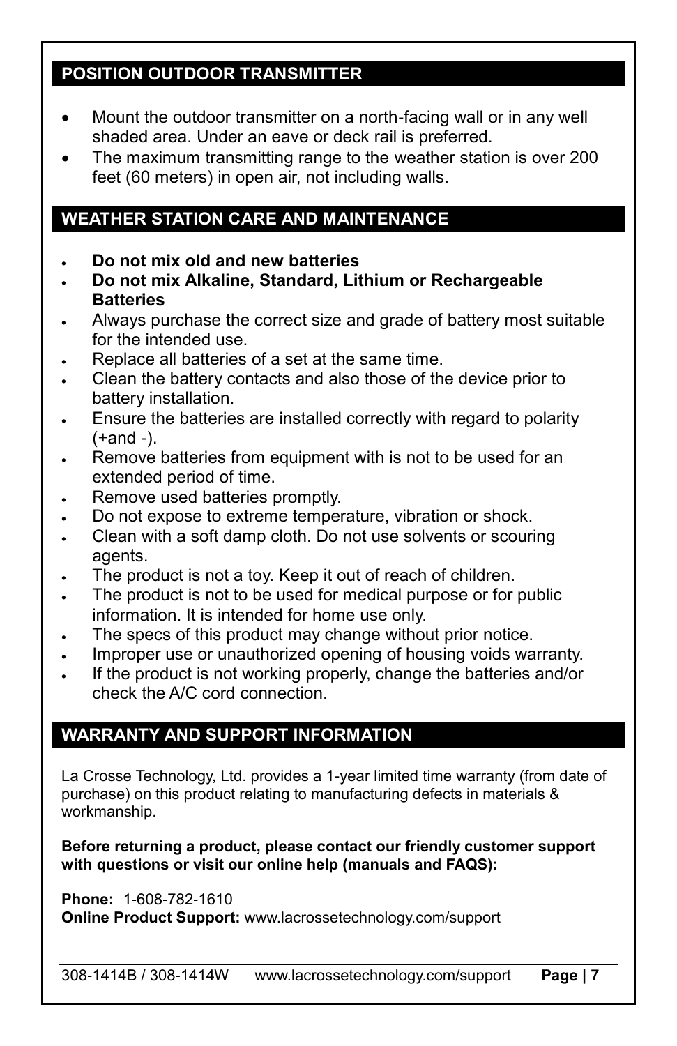## POSITION OUTDOOR TRANSMITTER

- Mount the outdoor transmitter on a north-facing wall or in any well shaded area. Under an eave or deck rail is preferred.
- The maximum transmitting range to the weather station is over 200 feet (60 meters) in open air, not including walls.

## WEATHER STATION CARE AND MAINTENANCE

- **Do not mix old and new batteries**
- **Do not mix Alkaline, Standard, Lithium or Rechargeable Batteries**
- Always purchase the correct size and grade of battery most suitable for the intended use.
- Replace all batteries of a set at the same time.
- Clean the battery contacts and also those of the device prior to battery installation.
- Ensure the batteries are installed correctly with regard to polarity (+and -).
- Remove batteries from equipment with is not to be used for an extended period of time.
- Remove used batteries promptly.
- Do not expose to extreme temperature, vibration or shock.
- Clean with a soft damp cloth. Do not use solvents or scouring agents.
- The product is not a toy. Keep it out of reach of children.
- The product is not to be used for medical purpose or for public information. It is intended for home use only.
- The specs of this product may change without prior notice.
- Improper use or unauthorized opening of housing voids warranty.
- If the product is not working properly, change the batteries and/or check the A/C cord connection.

## WARRANTY AND SUPPORT INFORMATION

La Crosse Technology, Ltd. provides a 1-year limited time warranty (from date of purchase) on this product relating to manufacturing defects in materials & workmanship.

**Before returning a product, please contact our friendly customer support with questions or visit our online help (manuals and FAQS):**

**Phone:** 1-608-782-1610
**Online Product Support:** www.lacrossetechnology.com/support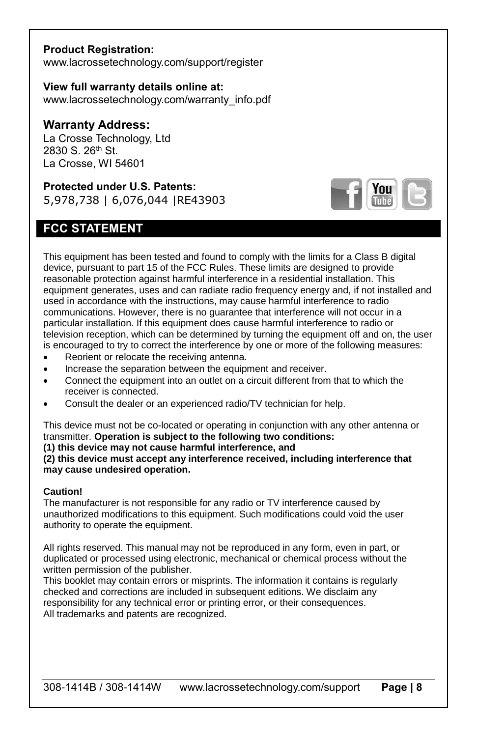**Product Registration:**
www.lacrossetechnology.com/support/register

**View full warranty details online at:**
www.lacrossetechnology.com/warranty_info.pdf

**Warranty Address:**
La Crosse Technology, Ltd
2830 S. 26th St.
La Crosse, WI 54601

**Protected under U.S. Patents:**
5,978,738 | 6,076,044 |RE43903

## FCC STATEMENT

This equipment has been tested and found to comply with the limits for a Class B digital device, pursuant to part 15 of the FCC Rules. These limits are designed to provide reasonable protection against harmful interference in a residential installation. This equipment generates, uses and can radiate radio frequency energy and, if not installed and used in accordance with the instructions, may cause harmful interference to radio communications. However, there is no guarantee that interference will not occur in a particular installation. If this equipment does cause harmful interference to radio or television reception, which can be determined by turning the equipment off and on, the user is encouraged to try to correct the interference by one or more of the following measures:

- Reorient or relocate the receiving antenna.
- Increase the separation between the equipment and receiver.
- Connect the equipment into an outlet on a circuit different from that to which the receiver is connected.
- Consult the dealer or an experienced radio/TV technician for help.

This device must not be co-located or operating in conjunction with any other antenna or transmitter. **Operation is subject to the following two conditions:**
**(1) this device may not cause harmful interference, and**
**(2) this device must accept any interference received, including interference that may cause undesired operation.**

**Caution!**
The manufacturer is not responsible for any radio or TV interference caused by unauthorized modifications to this equipment. Such modifications could void the user authority to operate the equipment.

All rights reserved. This manual may not be reproduced in any form, even in part, or duplicated or processed using electronic, mechanical or chemical process without the written permission of the publisher.
This booklet may contain errors or misprints. The information it contains is regularly checked and corrections are included in subsequent editions. We disclaim any responsibility for any technical error or printing error, or their consequences.
All trademarks and patents are recognized.